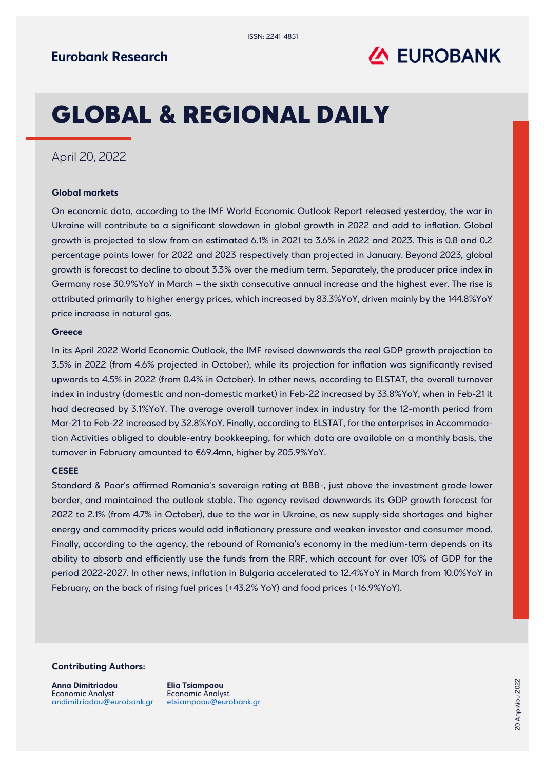ISSN: 2241-4851

Eurobank Research

EUROBANK

# GLOBAL & REGIONAL DAILY

April 20, 2022

### Global markets

On economic data, according to the IMF World Economic Outlook Report released yesterday, the war in Ukraine will contribute to a significant slowdown in global growth in 2022 and add to inflation. Global growth is projected to slow from an estimated 6.1% in 2021 to 3.6% in 2022 and 2023. This is 0.8 and 0.2 percentage points lower for 2022 and 2023 respectively than projected in January. Beyond 2023, global growth is forecast to decline to about 3.3% over the medium term. Separately, the producer price index in Germany rose 30.9%YoY in March – the sixth consecutive annual increase and the highest ever. The rise is attributed primarily to higher energy prices, which increased by 83.3%YoY, driven mainly by the 144.8%YoY price increase in natural gas.

### Greece

In its April 2022 World Economic Outlook, the IMF revised downwards the real GDP growth projection to 3.5% in 2022 (from 4.6% projected in October), while its projection for inflation was significantly revised upwards to 4.5% in 2022 (from 0.4% in October). In other news, according to ELSTAT, the overall turnover index in industry (domestic and non-domestic market) in Feb-22 increased by 33.8%YoY, when in Feb-21 it had decreased by 3.1%YoY. The average overall turnover index in industry for the 12-month period from Mar-21 to Feb-22 increased by 32.8%YoY. Finally, according to ELSTAT, for the enterprises in Accommodation Activities obliged to double-entry bookkeeping, for which data are available on a monthly basis, the turnover in February amounted to €69.4mn, higher by 205.9%YoY.

### CESEE

Standard & Poor's affirmed Romania's sovereign rating at BBB-, just above the investment grade lower border, and maintained the outlook stable. The agency revised downwards its GDP growth forecast for 2022 to 2.1% (from 4.7% in October), due to the war in Ukraine, as new supply-side shortages and higher energy and commodity prices would add inflationary pressure and weaken investor and consumer mood. Finally, according to the agency, the rebound of Romania's economy in the medium-term depends on its ability to absorb and efficiently use the funds from the RRF, which account for over 10% of GDP for the period 2022-2027. In other news, inflation in Bulgaria accelerated to 12.4%YoY in March from 10.0%YoY in February, on the back of rising fuel prices (+43.2% YoY) and food prices (+16.9%YoY).

**Contributing Authors:**

**Anna Dimitriadou**
Economic Analyst
andimitriadou@eurobank.gr

**Elia Tsiampaou**
Economic Analyst
etsiampaou@eurobank.gr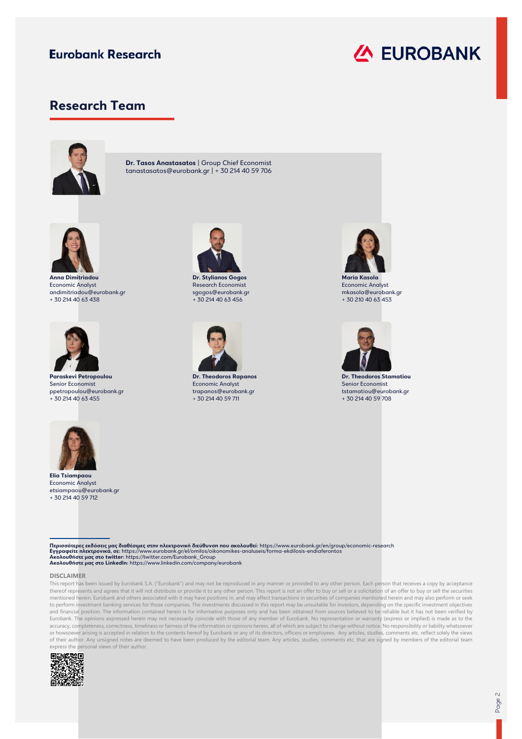**Eurobank Research**

**EUROBANK**

## Research Team

**Dr. Tasos Anastasatos** | Group Chief Economist
tanastasatos@eurobank.gr | + 30 214 40 59 706

**Anna Dimitriadou**
Economic Analyst
andimitriadou@eurobank.gr
+ 30 214 40 63 438

**Dr. Stylianos Gogos**
Research Economist
sgogos@eurobank.gr
+ 30 214 40 63 456

**Maria Kasola**
Economic Analyst
mkasola@eurobank.gr
+ 30 210 40 63 453

**Paraskevi Petropoulou**
Senior Economist
ppetropoulou@eurobank.gr
+ 30 214 40 63 455

**Dr. Theodoros Rapanos**
Economic Analyst
trapanos@eurobank.gr
+ 30 214 40 59 711

**Dr. Theodoros Stamatiou**
Senior Economist
tstamatiou@eurobank.gr
+ 30 214 40 59 708

**Elia Tsiampaou**
Economic Analyst
etsiampaou@eurobank.gr
+ 30 214 40 59 712

**Περισσότερες εκδόσεις μας διαθέσιμες στην ηλεκτρονική διεύθυνση που ακολουθεί:** https://www.eurobank.gr/en/group/economic-research
**Εγγραφείτε ηλεκτρονικά, σε:** https://www.eurobank.gr/el/omilos/oikonomikes-analuseis/forma-ekdilosis-endiaferontos
**Ακολουθήστε μας στο twitter:** https://twitter.com/Eurobank_Group
**Ακολουθήστε μας στο LinkedIn:** https://www.linkedin.com/company/eurobank

**DISCLAIMER**

This report has been issued by Eurobank S.A. ("Eurobank") and may not be reproduced in any manner or provided to any other person. Each person that receives a copy by acceptance thereof represents and agrees that it will not distribute or provide it to any other person. This report is not an offer to buy or sell or a solicitation of an offer to buy or sell the securities mentioned herein. Eurobank and others associated with it may have positions in, and may effect transactions in securities of companies mentioned herein and may also perform or seek to perform investment banking services for those companies. The investments discussed in this report may be unsuitable for investors, depending on the specific investment objectives and financial position. The information contained herein is for informative purposes only and has been obtained from sources believed to be reliable but it has not been verified by Eurobank. The opinions expressed herein may not necessarily coincide with those of any member of Eurobank. No representation or warranty (express or implied) is made as to the accuracy, completeness, correctness, timeliness or fairness of the information or opinions herein, all of which are subject to change without notice. No responsibility or liability whatsoever or howsoever arising is accepted in relation to the contents hereof by Eurobank or any of its directors, officers or employees. Any articles, studies, comments etc. reflect solely the views of their author. Any unsigned notes are deemed to have been produced by the editorial team. Any articles, studies, comments etc. that are signed by members of the editorial team express the personal views of their author.